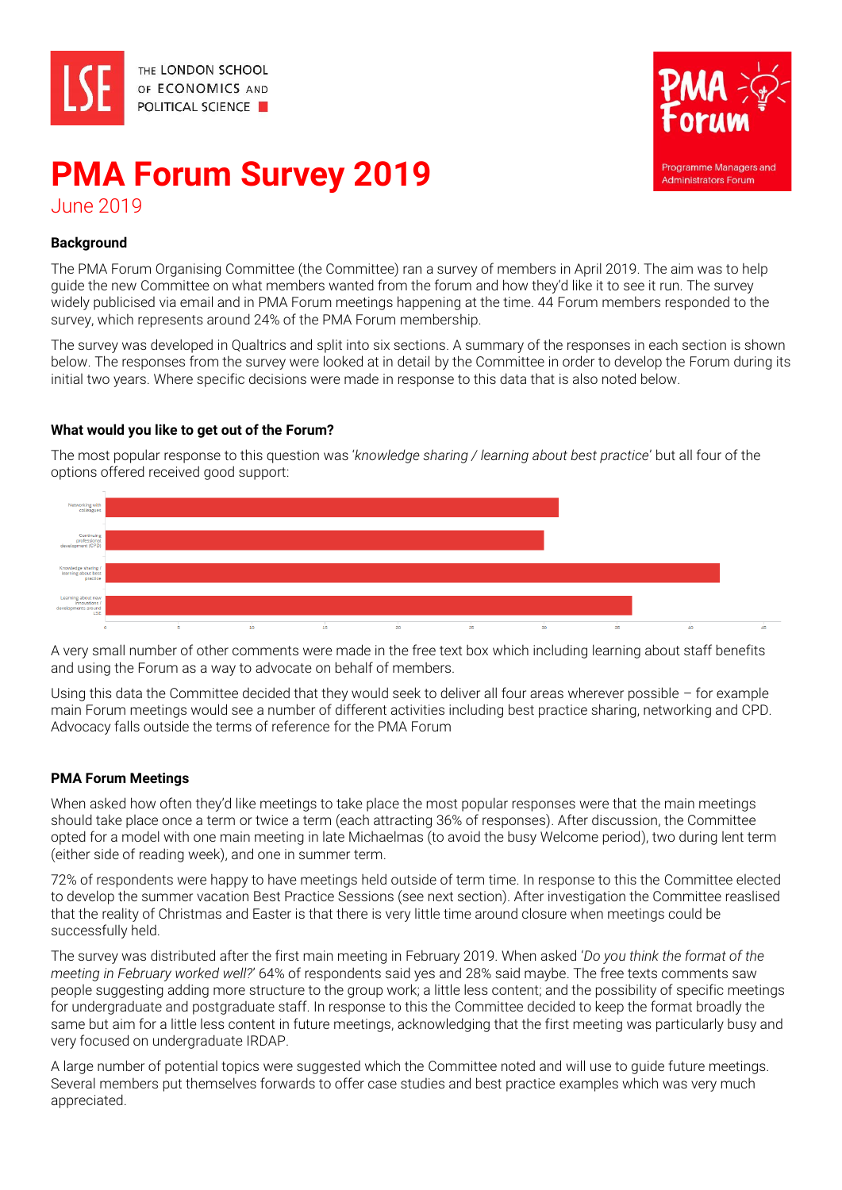# PMA Forum Survey 2019

June 2019

### Background

The PMA Forum Organising Committee (the Committee) ran a survey of members in April 2019. The aim was to help guide the new Committee on what members wanted from the forum and how they'd like it to see it run. The survey widely publicised via email and in PMA Forum meetings happening at the time. 44 Forum members responded to the survey, which represents around 24% of the PMA Forum membership.

The survey was developed in Qualtrics and split into six sections. A summary of the responses in each section is shown below. The responses from the survey were looked at in detail by the Committee in order to develop the Forum during its initial two years. Where specific decisions were made in response to this data that is also noted below.

### What would you like to get out of the Forum?

The most popular response to this question was '*knowledge sharing / learning about best practice*' but all four of the options offered received good support:

| Option | Responses (approx.) |
|---|---|
| Networking with colleagues | 31 |
| Continuing professional development (CPD) | 30 |
| Knowledge sharing / learning about best practice | 42 |
| Learning about new innovations / developments around LSE | 36 |

A very small number of other comments were made in the free text box which including learning about staff benefits and using the Forum as a way to advocate on behalf of members.

Using this data the Committee decided that they would seek to deliver all four areas wherever possible – for example main Forum meetings would see a number of different activities including best practice sharing, networking and CPD. Advocacy falls outside the terms of reference for the PMA Forum

### PMA Forum Meetings

When asked how often they'd like meetings to take place the most popular responses were that the main meetings should take place once a term or twice a term (each attracting 36% of responses). After discussion, the Committee opted for a model with one main meeting in late Michaelmas (to avoid the busy Welcome period), two during lent term (either side of reading week), and one in summer term.

72% of respondents were happy to have meetings held outside of term time. In response to this the Committee elected to develop the summer vacation Best Practice Sessions (see next section). After investigation the Committee reaslised that the reality of Christmas and Easter is that there is very little time around closure when meetings could be successfully held.

The survey was distributed after the first main meeting in February 2019. When asked '*Do you think the format of the meeting in February worked well?*' 64% of respondents said yes and 28% said maybe. The free texts comments saw people suggesting adding more structure to the group work; a little less content; and the possibility of specific meetings for undergraduate and postgraduate staff. In response to this the Committee decided to keep the format broadly the same but aim for a little less content in future meetings, acknowledging that the first meeting was particularly busy and very focused on undergraduate IRDAP.

A large number of potential topics were suggested which the Committee noted and will use to guide future meetings. Several members put themselves forwards to offer case studies and best practice examples which was very much appreciated.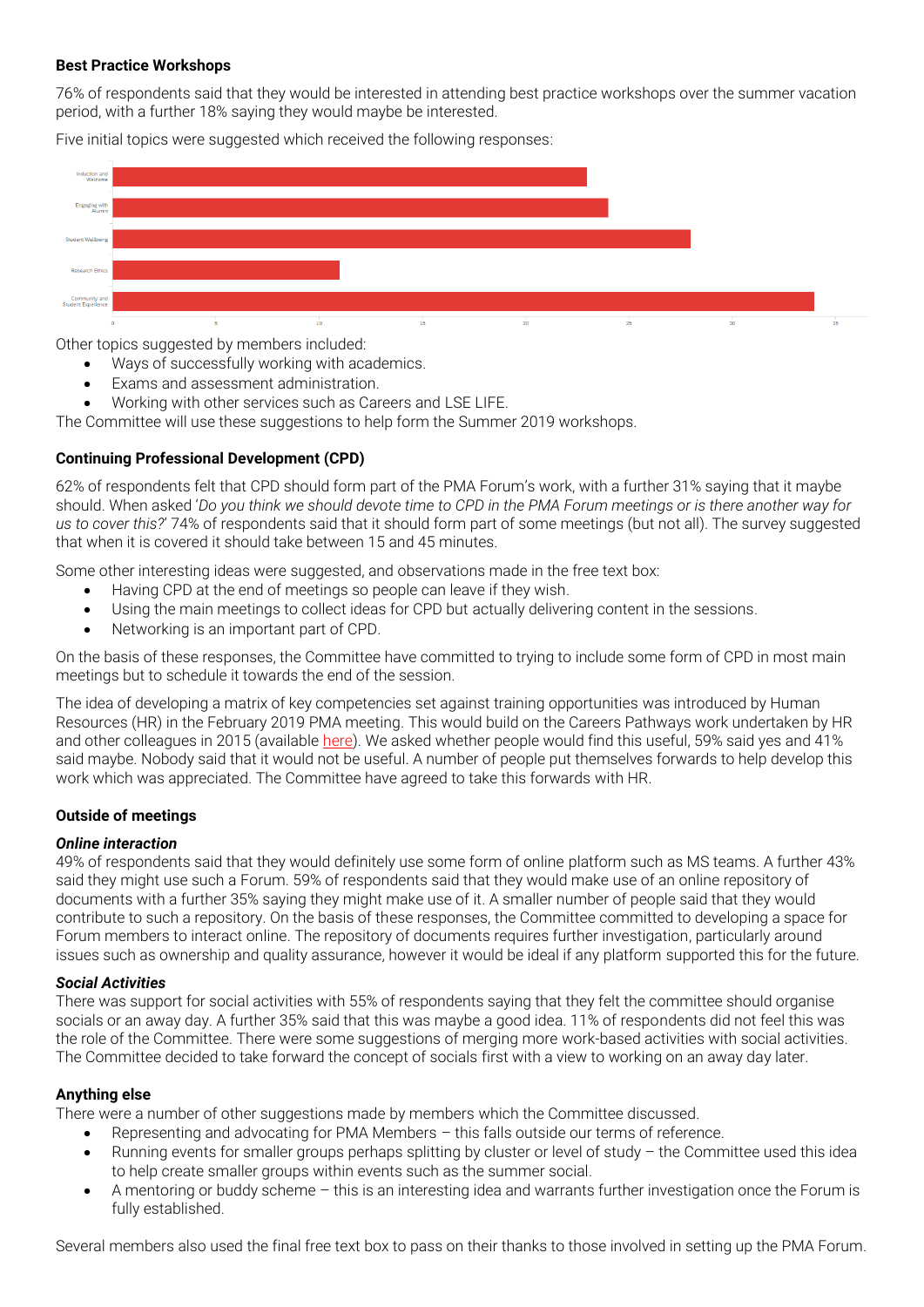**Best Practice Workshops**

76% of respondents said that they would be interested in attending best practice workshops over the summer vacation period, with a further 18% saying they would maybe be interested.

Five initial topics were suggested which received the following responses:

Induction and Welcome

Engaging with Alumni

Student Wellbeing

Research Ethics

Community and Student Experience

0
5
10
15
20
25
30
35

Other topics suggested by members included:

- Ways of successfully working with academics.
- Exams and assessment administration.
- Working with other services such as Careers and LSE LIFE.

The Committee will use these suggestions to help form the Summer 2019 workshops.

**Continuing Professional Development (CPD)**

62% of respondents felt that CPD should form part of the PMA Forum's work, with a further 31% saying that it maybe should. When asked '*Do you think we should devote time to CPD in the PMA Forum meetings or is there another way for us to cover this?*' 74% of respondents said that it should form part of some meetings (but not all). The survey suggested that when it is covered it should take between 15 and 45 minutes.

Some other interesting ideas were suggested, and observations made in the free text box:

- Having CPD at the end of meetings so people can leave if they wish.
- Using the main meetings to collect ideas for CPD but actually delivering content in the sessions.
- Networking is an important part of CPD.

On the basis of these responses, the Committee have committed to trying to include some form of CPD in most main meetings but to schedule it towards the end of the session.

The idea of developing a matrix of key competencies set against training opportunities was introduced by Human Resources (HR) in the February 2019 PMA meeting. This would build on the Careers Pathways work undertaken by HR and other colleagues in 2015 (available here). We asked whether people would find this useful, 59% said yes and 41% said maybe. Nobody said that it would not be useful. A number of people put themselves forwards to help develop this work which was appreciated. The Committee have agreed to take this forwards with HR.

**Outside of meetings**

***Online interaction***

49% of respondents said that they would definitely use some form of online platform such as MS teams. A further 43% said they might use such a Forum. 59% of respondents said that they would make use of an online repository of documents with a further 35% saying they might make use of it. A smaller number of people said that they would contribute to such a repository. On the basis of these responses, the Committee committed to developing a space for Forum members to interact online. The repository of documents requires further investigation, particularly around issues such as ownership and quality assurance, however it would be ideal if any platform supported this for the future.

***Social Activities***

There was support for social activities with 55% of respondents saying that they felt the committee should organise socials or an away day. A further 35% said that this was maybe a good idea. 11% of respondents did not feel this was the role of the Committee. There were some suggestions of merging more work-based activities with social activities. The Committee decided to take forward the concept of socials first with a view to working on an away day later.

**Anything else**

There were a number of other suggestions made by members which the Committee discussed.

- Representing and advocating for PMA Members – this falls outside our terms of reference.
- Running events for smaller groups perhaps splitting by cluster or level of study – the Committee used this idea to help create smaller groups within events such as the summer social.
- A mentoring or buddy scheme – this is an interesting idea and warrants further investigation once the Forum is fully established.

Several members also used the final free text box to pass on their thanks to those involved in setting up the PMA Forum.